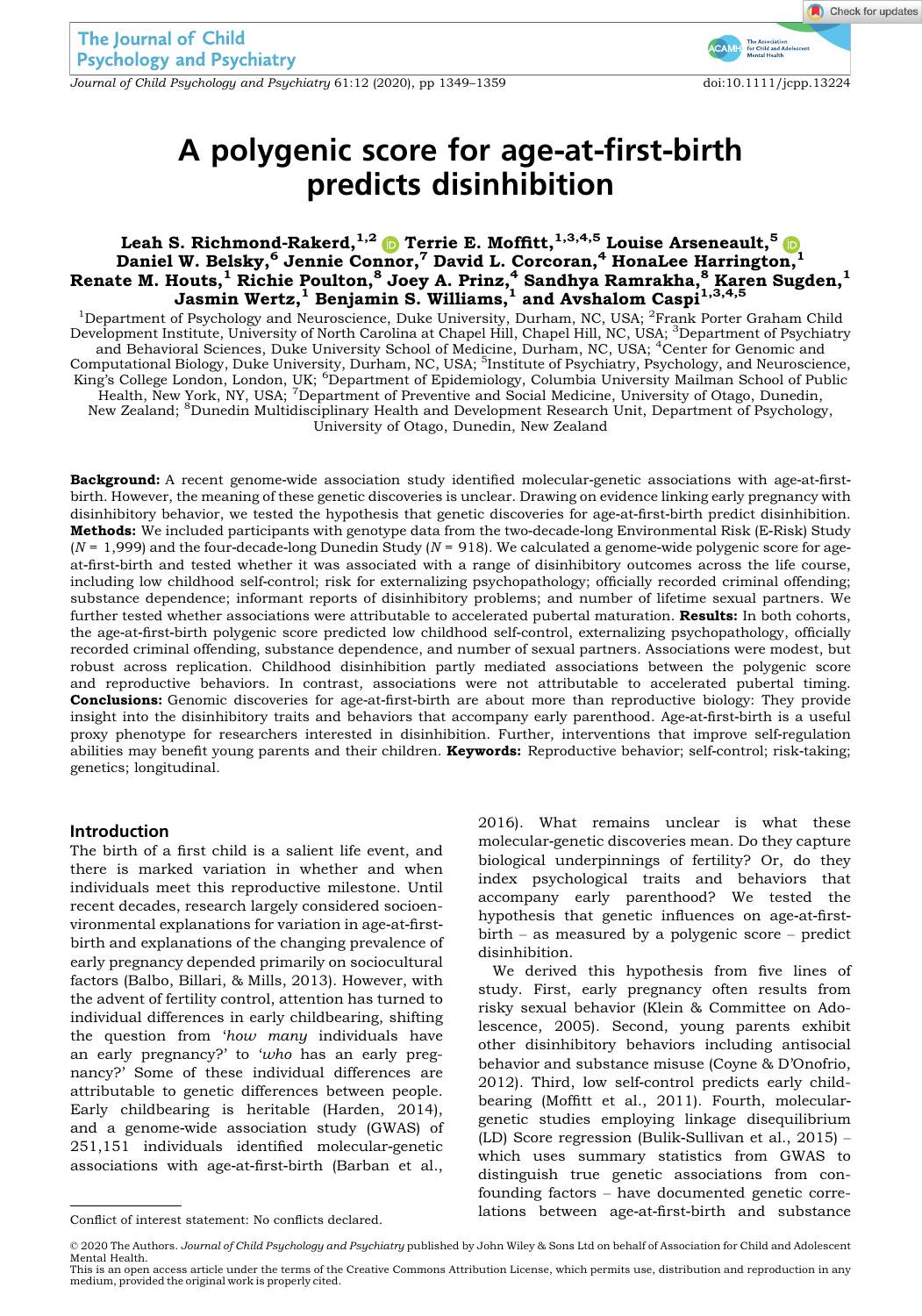# A polygenic score for age-at-first-birth predicts disinhibition

**Leah S. Richmond-Rakerd,[1,2] Terrie E. Moffitt,[1,3,4,5] Louise Arseneault,[5] Daniel W. Belsky,[6] Jennie Connor,[7] David L. Corcoran,[4] HonaLee Harrington,[1] Renate M. Houts,[1] Richie Poulton,[8] Joey A. Prinz,[4] Sandhya Ramrakha,[8] Karen Sugden,[1] Jasmin Wertz,[1] Benjamin S. Williams,[1] and Avshalom Caspi[1,3,4,5]**

[1]Department of Psychology and Neuroscience, Duke University, Durham, NC, USA; [2]Frank Porter Graham Child Development Institute, University of North Carolina at Chapel Hill, Chapel Hill, NC, USA; [3]Department of Psychiatry and Behavioral Sciences, Duke University School of Medicine, Durham, NC, USA; [4]Center for Genomic and Computational Biology, Duke University, Durham, NC, USA; [5]Institute of Psychiatry, Psychology, and Neuroscience, King's College London, London, UK; [6]Department of Epidemiology, Columbia University Mailman School of Public Health, New York, NY, USA; [7]Department of Preventive and Social Medicine, University of Otago, Dunedin, New Zealand; [8]Dunedin Multidisciplinary Health and Development Research Unit, Department of Psychology, University of Otago, Dunedin, New Zealand

**Background:** A recent genome-wide association study identified molecular-genetic associations with age-at-first-birth. However, the meaning of these genetic discoveries is unclear. Drawing on evidence linking early pregnancy with disinhibitory behavior, we tested the hypothesis that genetic discoveries for age-at-first-birth predict disinhibition. **Methods:** We included participants with genotype data from the two-decade-long Environmental Risk (E-Risk) Study ($N$ = 1,999) and the four-decade-long Dunedin Study ($N$ = 918). We calculated a genome-wide polygenic score for age-at-first-birth and tested whether it was associated with a range of disinhibitory outcomes across the life course, including low childhood self-control; risk for externalizing psychopathology; officially recorded criminal offending; substance dependence; informant reports of disinhibitory problems; and number of lifetime sexual partners. We further tested whether associations were attributable to accelerated pubertal maturation. **Results:** In both cohorts, the age-at-first-birth polygenic score predicted low childhood self-control, externalizing psychopathology, officially recorded criminal offending, substance dependence, and number of sexual partners. Associations were modest, but robust across replication. Childhood disinhibition partly mediated associations between the polygenic score and reproductive behaviors. In contrast, associations were not attributable to accelerated pubertal timing. **Conclusions:** Genomic discoveries for age-at-first-birth are about more than reproductive biology: They provide insight into the disinhibitory traits and behaviors that accompany early parenthood. Age-at-first-birth is a useful proxy phenotype for researchers interested in disinhibition. Further, interventions that improve self-regulation abilities may benefit young parents and their children. **Keywords:** Reproductive behavior; self-control; risk-taking; genetics; longitudinal.

## Introduction

The birth of a first child is a salient life event, and there is marked variation in whether and when individuals meet this reproductive milestone. Until recent decades, research largely considered socioenvironmental explanations for variation in age-at-first-birth and explanations of the changing prevalence of early pregnancy depended primarily on sociocultural factors (Balbo, Billari, & Mills, 2013). However, with the advent of fertility control, attention has turned to individual differences in early childbearing, shifting the question from *'how many* individuals have an early pregnancy?' to *'who* has an early pregnancy?' Some of these individual differences are attributable to genetic differences between people. Early childbearing is heritable (Harden, 2014), and a genome-wide association study (GWAS) of 251,151 individuals identified molecular-genetic associations with age-at-first-birth (Barban et al., 2016). What remains unclear is what these molecular-genetic discoveries mean. Do they capture biological underpinnings of fertility? Or, do they index psychological traits and behaviors that accompany early parenthood? We tested the hypothesis that genetic influences on age-at-first-birth – as measured by a polygenic score – predict disinhibition.

We derived this hypothesis from five lines of study. First, early pregnancy often results from risky sexual behavior (Klein & Committee on Adolescence, 2005). Second, young parents exhibit other disinhibitory behaviors including antisocial behavior and substance misuse (Coyne & D'Onofrio, 2012). Third, low self-control predicts early childbearing (Moffitt et al., 2011). Fourth, molecular-genetic studies employing linkage disequilibrium (LD) Score regression (Bulik-Sullivan et al., 2015) – which uses summary statistics from GWAS to distinguish true genetic associations from confounding factors – have documented genetic correlations between age-at-first-birth and substance

Conflict of interest statement: No conflicts declared.

© 2020 The Authors. *Journal of Child Psychology and Psychiatry* published by John Wiley & Sons Ltd on behalf of Association for Child and Adolescent Mental Health.
This is an open access article under the terms of the Creative Commons Attribution License, which permits use, distribution and reproduction in any medium, provided the original work is properly cited.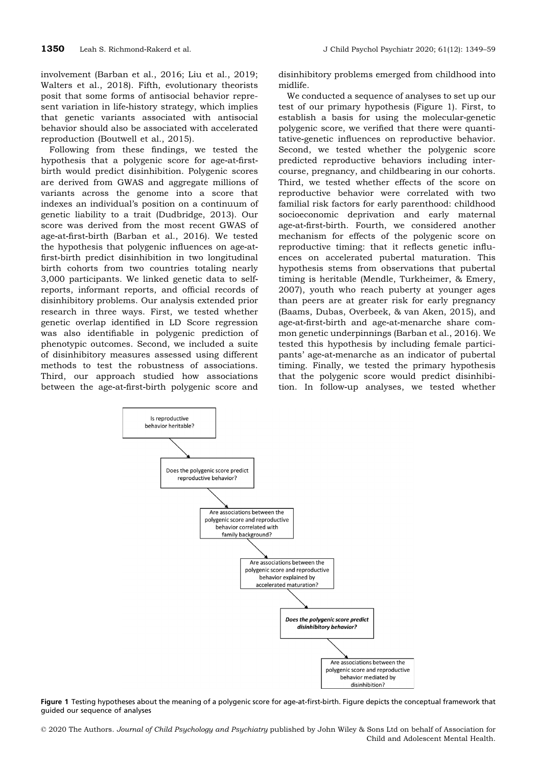involvement (Barban et al., 2016; Liu et al., 2019; Walters et al., 2018). Fifth, evolutionary theorists posit that some forms of antisocial behavior represent variation in life-history strategy, which implies that genetic variants associated with antisocial behavior should also be associated with accelerated reproduction (Boutwell et al., 2015).

Following from these findings, we tested the hypothesis that a polygenic score for age-at-first-birth would predict disinhibition. Polygenic scores are derived from GWAS and aggregate millions of variants across the genome into a score that indexes an individual's position on a continuum of genetic liability to a trait (Dudbridge, 2013). Our score was derived from the most recent GWAS of age-at-first-birth (Barban et al., 2016). We tested the hypothesis that polygenic influences on age-at-first-birth predict disinhibition in two longitudinal birth cohorts from two countries totaling nearly 3,000 participants. We linked genetic data to self-reports, informant reports, and official records of disinhibitory problems. Our analysis extended prior research in three ways. First, we tested whether genetic overlap identified in LD Score regression was also identifiable in polygenic prediction of phenotypic outcomes. Second, we included a suite of disinhibitory measures assessed using different methods to test the robustness of associations. Third, our approach studied how associations between the age-at-first-birth polygenic score and disinhibitory problems emerged from childhood into midlife.

We conducted a sequence of analyses to set up our test of our primary hypothesis (Figure 1). First, to establish a basis for using the molecular-genetic polygenic score, we verified that there were quantitative-genetic influences on reproductive behavior. Second, we tested whether the polygenic score predicted reproductive behaviors including intercourse, pregnancy, and childbearing in our cohorts. Third, we tested whether effects of the score on reproductive behavior were correlated with two familial risk factors for early parenthood: childhood socioeconomic deprivation and early maternal age-at-first-birth. Fourth, we considered another mechanism for effects of the polygenic score on reproductive timing: that it reflects genetic influences on accelerated pubertal maturation. This hypothesis stems from observations that pubertal timing is heritable (Mendle, Turkheimer, & Emery, 2007), youth who reach puberty at younger ages than peers are at greater risk for early pregnancy (Baams, Dubas, Overbeek, & van Aken, 2015), and age-at-first-birth and age-at-menarche share common genetic underpinnings (Barban et al., 2016). We tested this hypothesis by including female participants' age-at-menarche as an indicator of pubertal timing. Finally, we tested the primary hypothesis that the polygenic score would predict disinhibition. In follow-up analyses, we tested whether

Is reproductive behavior heritable?

Does the polygenic score predict reproductive behavior?

Are associations between the polygenic score and reproductive behavior correlated with family background?

Are associations between the polygenic score and reproductive behavior explained by accelerated maturation?

***Does the polygenic score predict disinhibitory behavior?***

Are associations between the polygenic score and reproductive behavior mediated by disinhibition?

**Figure 1** Testing hypotheses about the meaning of a polygenic score for age-at-first-birth. Figure depicts the conceptual framework that guided our sequence of analyses

© 2020 The Authors. *Journal of Child Psychology and Psychiatry* published by John Wiley & Sons Ltd on behalf of Association for Child and Adolescent Mental Health.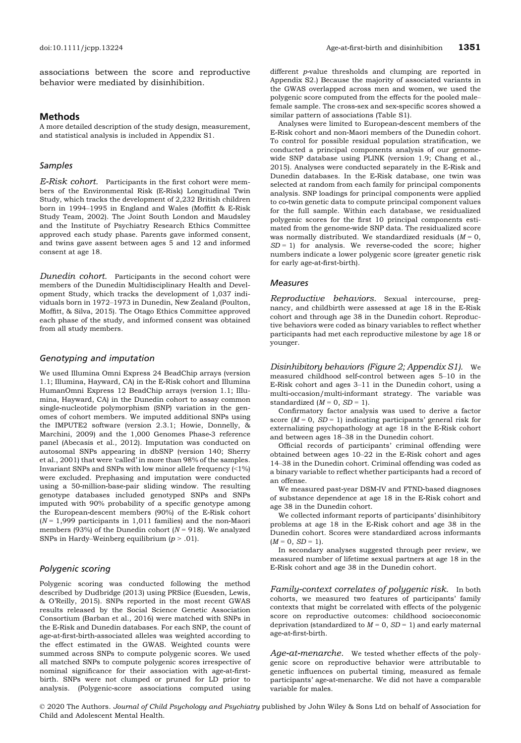associations between the score and reproductive behavior were mediated by disinhibition.

## Methods

A more detailed description of the study design, measurement, and statistical analysis is included in Appendix S1.

### Samples

*E-Risk cohort.* Participants in the first cohort were members of the Environmental Risk (E-Risk) Longitudinal Twin Study, which tracks the development of 2,232 British children born in 1994–1995 in England and Wales (Moffitt & E-Risk Study Team, 2002). The Joint South London and Maudsley and the Institute of Psychiatry Research Ethics Committee approved each study phase. Parents gave informed consent, and twins gave assent between ages 5 and 12 and informed consent at age 18.

*Dunedin cohort.* Participants in the second cohort were members of the Dunedin Multidisciplinary Health and Development Study, which tracks the development of 1,037 individuals born in 1972–1973 in Dunedin, New Zealand (Poulton, Moffitt, & Silva, 2015). The Otago Ethics Committee approved each phase of the study, and informed consent was obtained from all study members.

### Genotyping and imputation

We used Illumina Omni Express 24 BeadChip arrays (version 1.1; Illumina, Hayward, CA) in the E-Risk cohort and Illumina HumanOmni Express 12 BeadChip arrays (version 1.1; Illumina, Hayward, CA) in the Dunedin cohort to assay common single-nucleotide polymorphism (SNP) variation in the genomes of cohort members. We imputed additional SNPs using the IMPUTE2 software (version 2.3.1; Howie, Donnelly, & Marchini, 2009) and the 1,000 Genomes Phase-3 reference panel (Abecasis et al., 2012). Imputation was conducted on autosomal SNPs appearing in dbSNP (version 140; Sherry et al., 2001) that were 'called' in more than 98% of the samples. Invariant SNPs and SNPs with low minor allele frequency (<1%) were excluded. Prephasing and imputation were conducted using a 50-million-base-pair sliding window. The resulting genotype databases included genotyped SNPs and SNPs imputed with 90% probability of a specific genotype among the European-descent members (90%) of the E-Risk cohort ($N$ = 1,999 participants in 1,011 families) and the non-Maori members (93%) of the Dunedin cohort ($N$ = 918). We analyzed SNPs in Hardy–Weinberg equilibrium ($p > .01$).

### Polygenic scoring

Polygenic scoring was conducted following the method described by Dudbridge (2013) using PRSice (Euesden, Lewis, & O'Reilly, 2015). SNPs reported in the most recent GWAS results released by the Social Science Genetic Association Consortium (Barban et al., 2016) were matched with SNPs in the E-Risk and Dunedin databases. For each SNP, the count of age-at-first-birth-associated alleles was weighted according to the effect estimated in the GWAS. Weighted counts were summed across SNPs to compute polygenic scores. We used all matched SNPs to compute polygenic scores irrespective of nominal significance for their association with age-at-first-birth. SNPs were not clumped or pruned for LD prior to analysis. (Polygenic-score associations computed using different $p$-value thresholds and clumping are reported in Appendix S2.) Because the majority of associated variants in the GWAS overlapped across men and women, we used the polygenic score computed from the effects for the pooled male–female sample. The cross-sex and sex-specific scores showed a similar pattern of associations (Table S1).

Analyses were limited to European-descent members of the E-Risk cohort and non-Maori members of the Dunedin cohort. To control for possible residual population stratification, we conducted a principal components analysis of our genome-wide SNP database using PLINK (version 1.9; Chang et al., 2015). Analyses were conducted separately in the E-Risk and Dunedin databases. In the E-Risk database, one twin was selected at random from each family for principal components analysis. SNP loadings for principal components were applied to co-twin genetic data to compute principal component values for the full sample. Within each database, we residualized polygenic scores for the first 10 principal components estimated from the genome-wide SNP data. The residualized score was normally distributed. We standardized residuals ($M$ = 0, $SD$ = 1) for analysis. We reverse-coded the score; higher numbers indicate a lower polygenic score (greater genetic risk for early age-at-first-birth).

### Measures

*Reproductive behaviors.* Sexual intercourse, pregnancy, and childbirth were assessed at age 18 in the E-Risk cohort and through age 38 in the Dunedin cohort. Reproductive behaviors were coded as binary variables to reflect whether participants had met each reproductive milestone by age 18 or younger.

*Disinhibitory behaviors (Figure 2; Appendix S1).* We measured childhood self-control between ages 5–10 in the E-Risk cohort and ages 3–11 in the Dunedin cohort, using a multi-occasion/multi-informant strategy. The variable was standardized ($M$ = 0, $SD$ = 1).

Confirmatory factor analysis was used to derive a factor score ($M$ = 0, $SD$ = 1) indicating participants' general risk for externalizing psychopathology at age 18 in the E-Risk cohort and between ages 18–38 in the Dunedin cohort.

Official records of participants' criminal offending were obtained between ages 10–22 in the E-Risk cohort and ages 14–38 in the Dunedin cohort. Criminal offending was coded as a binary variable to reflect whether participants had a record of an offense.

We measured past-year DSM-IV and FTND-based diagnoses of substance dependence at age 18 in the E-Risk cohort and age 38 in the Dunedin cohort.

We collected informant reports of participants' disinhibitory problems at age 18 in the E-Risk cohort and age 38 in the Dunedin cohort. Scores were standardized across informants ($M$ = 0, $SD$ = 1).

In secondary analyses suggested through peer review, we measured number of lifetime sexual partners at age 18 in the E-Risk cohort and age 38 in the Dunedin cohort.

*Family-context correlates of polygenic risk.* In both cohorts, we measured two features of participants' family contexts that might be correlated with effects of the polygenic score on reproductive outcomes: childhood socioeconomic deprivation (standardized to $M$ = 0, $SD$ = 1) and early maternal age-at-first-birth.

*Age-at-menarche.* We tested whether effects of the polygenic score on reproductive behavior were attributable to genetic influences on pubertal timing, measured as female participants' age-at-menarche. We did not have a comparable variable for males.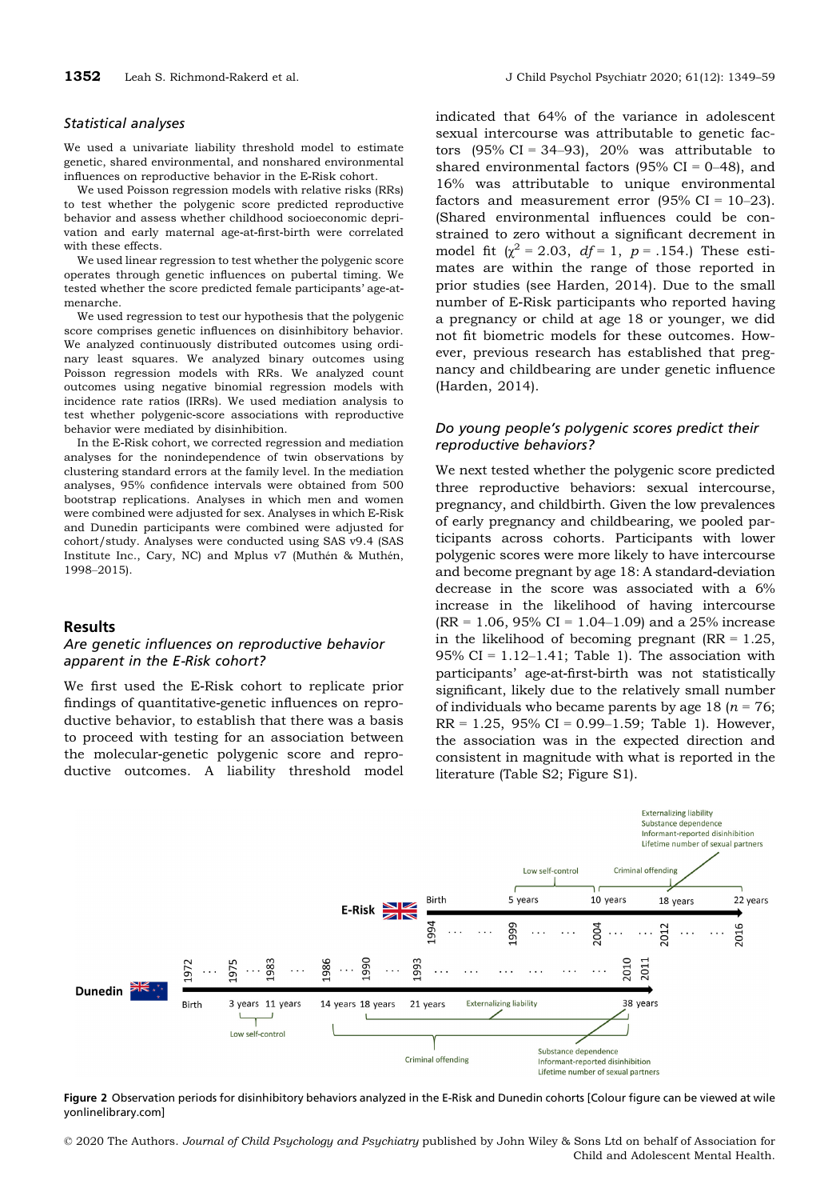### *Statistical analyses*

We used a univariate liability threshold model to estimate genetic, shared environmental, and nonshared environmental influences on reproductive behavior in the E-Risk cohort.

We used Poisson regression models with relative risks (RRs) to test whether the polygenic score predicted reproductive behavior and assess whether childhood socioeconomic deprivation and early maternal age-at-first-birth were correlated with these effects.

We used linear regression to test whether the polygenic score operates through genetic influences on pubertal timing. We tested whether the score predicted female participants' age-at-menarche.

We used regression to test our hypothesis that the polygenic score comprises genetic influences on disinhibitory behavior. We analyzed continuously distributed outcomes using ordinary least squares. We analyzed binary outcomes using Poisson regression models with RRs. We analyzed count outcomes using negative binomial regression models with incidence rate ratios (IRRs). We used mediation analysis to test whether polygenic-score associations with reproductive behavior were mediated by disinhibition.

In the E-Risk cohort, we corrected regression and mediation analyses for the nonindependence of twin observations by clustering standard errors at the family level. In the mediation analyses, 95% confidence intervals were obtained from 500 bootstrap replications. Analyses in which men and women were combined were adjusted for sex. Analyses in which E-Risk and Dunedin participants were combined were adjusted for cohort/study. Analyses were conducted using SAS v9.4 (SAS Institute Inc., Cary, NC) and Mplus v7 (Muthén & Muthén, 1998–2015).

## Results

### *Are genetic influences on reproductive behavior apparent in the E-Risk cohort?*

We first used the E-Risk cohort to replicate prior findings of quantitative-genetic influences on reproductive behavior, to establish that there was a basis to proceed with testing for an association between the molecular-genetic polygenic score and reproductive outcomes. A liability threshold model indicated that 64% of the variance in adolescent sexual intercourse was attributable to genetic factors (95% CI = 34–93), 20% was attributable to shared environmental factors (95% CI = 0–48), and 16% was attributable to unique environmental factors and measurement error (95% CI = 10–23). (Shared environmental influences could be constrained to zero without a significant decrement in model fit ($\chi^2 = 2.03$, $df = 1$, $p = .154$.) These estimates are within the range of those reported in prior studies (see Harden, 2014). Due to the small number of E-Risk participants who reported having a pregnancy or child at age 18 or younger, we did not fit biometric models for these outcomes. However, previous research has established that pregnancy and childbearing are under genetic influence (Harden, 2014).

### *Do young people's polygenic scores predict their reproductive behaviors?*

We next tested whether the polygenic score predicted three reproductive behaviors: sexual intercourse, pregnancy, and childbirth. Given the low prevalences of early pregnancy and childbearing, we pooled participants across cohorts. Participants with lower polygenic scores were more likely to have intercourse and become pregnant by age 18: A standard-deviation decrease in the score was associated with a 6% increase in the likelihood of having intercourse (RR = 1.06, 95% CI = 1.04–1.09) and a 25% increase in the likelihood of becoming pregnant (RR = 1.25, 95% CI = 1.12–1.41; Table 1). The association with participants' age-at-first-birth was not statistically significant, likely due to the relatively small number of individuals who became parents by age 18 ($n = 76$; RR = 1.25, 95% CI = 0.99–1.59; Table 1). However, the association was in the expected direction and consistent in magnitude with what is reported in the literature (Table S2; Figure S1).

**Figure 2** Observation periods for disinhibitory behaviors analyzed in the E-Risk and Dunedin cohorts [Colour figure can be viewed at wileyonlinelibrary.com]

© 2020 The Authors. *Journal of Child Psychology and Psychiatry* published by John Wiley & Sons Ltd on behalf of Association for Child and Adolescent Mental Health.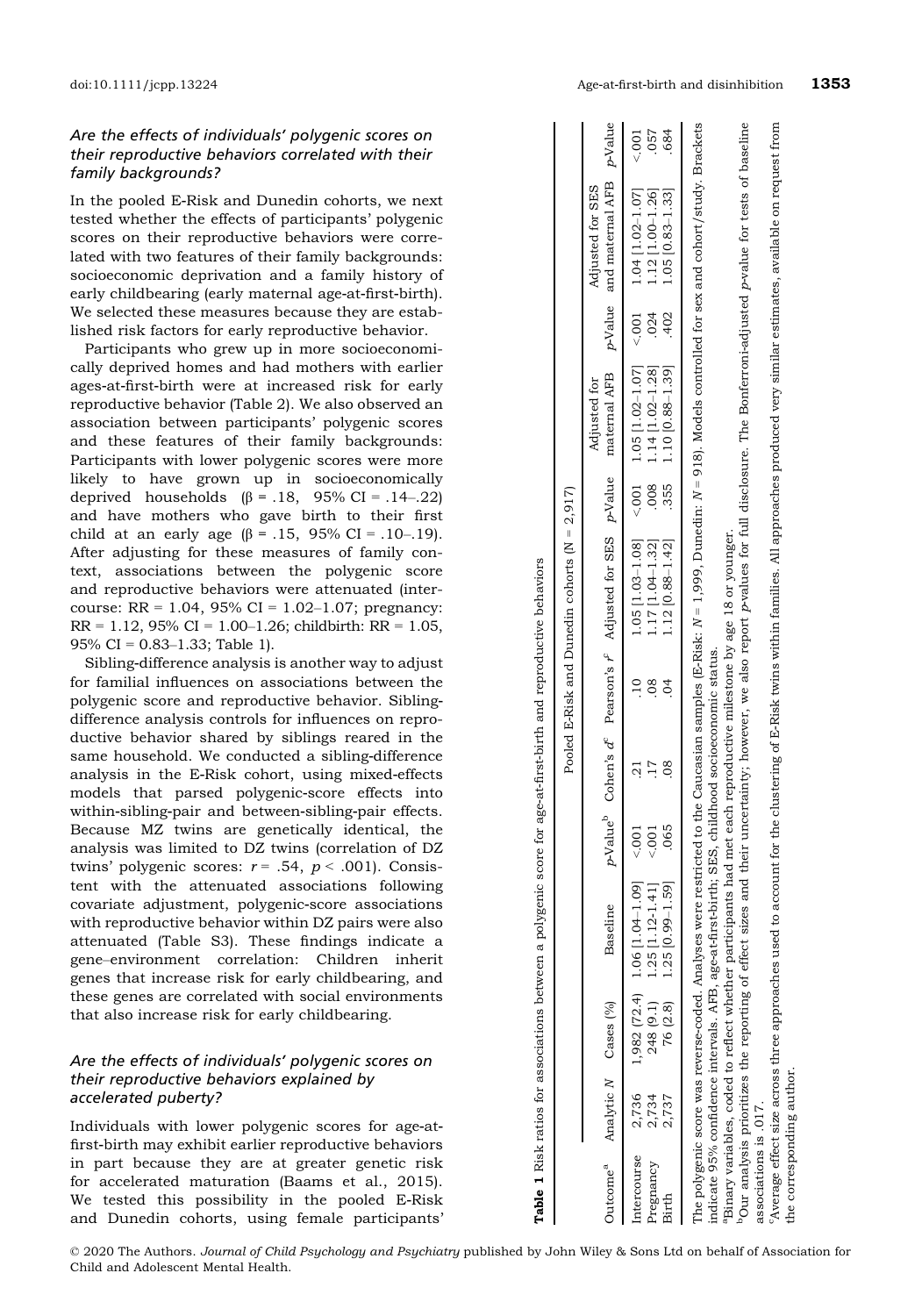### Are the effects of individuals' polygenic scores on their reproductive behaviors correlated with their family backgrounds?

In the pooled E-Risk and Dunedin cohorts, we next tested whether the effects of participants' polygenic scores on their reproductive behaviors were correlated with two features of their family backgrounds: socioeconomic deprivation and a family history of early childbearing (early maternal age-at-first-birth). We selected these measures because they are established risk factors for early reproductive behavior.

Participants who grew up in more socioeconomically deprived homes and had mothers with earlier ages-at-first-birth were at increased risk for early reproductive behavior (Table 2). We also observed an association between participants' polygenic scores and these features of their family backgrounds: Participants with lower polygenic scores were more likely to have grown up in socioeconomically deprived households (β = .18, 95% CI = .14–.22) and have mothers who gave birth to their first child at an early age (β = .15, 95% CI = .10–.19). After adjusting for these measures of family context, associations between the polygenic score and reproductive behaviors were attenuated (intercourse: RR = 1.04, 95% CI = 1.02–1.07; pregnancy: RR = 1.12, 95% CI = 1.00–1.26; childbirth: RR = 1.05, 95% CI = 0.83–1.33; Table 1).

Sibling-difference analysis is another way to adjust for familial influences on associations between the polygenic score and reproductive behavior. Sibling-difference analysis controls for influences on reproductive behavior shared by siblings reared in the same household. We conducted a sibling-difference analysis in the E-Risk cohort, using mixed-effects models that parsed polygenic-score effects into within-sibling-pair and between-sibling-pair effects. Because MZ twins are genetically identical, the analysis was limited to DZ twins (correlation of DZ twins' polygenic scores: $r = .54$, $p < .001$). Consistent with the attenuated associations following covariate adjustment, polygenic-score associations with reproductive behavior within DZ pairs were also attenuated (Table S3). These findings indicate a gene–environment correlation: Children inherit genes that increase risk for early childbearing, and these genes are correlated with social environments that also increase risk for early childbearing.

**Table 1** Risk ratios for associations between a polygenic score for age-at-first-birth and reproductive behaviors

| | Pooled E-Risk and Dunedin cohorts (N = 2,917) | | | | | | | | | | | | |
|---|---|---|---|---|---|---|---|---|---|---|---|---|---|
| Outcome[a] | Analytic N | Cases (%) | Baseline | p-Value[b] | Cohen's d[c] | Pearson's $r^c$ | Adjusted for SES | p-Value | Adjusted for maternal AFB | p-Value | Adjusted for SES and maternal AFB | p-Value |
| Intercourse | 2,736 | 1,982 (72.4) | 1.06 [1.04–1.09] | <.001 | .21 | .10 | 1.05 [1.03–1.08] | <.001 | 1.05 [1.02–1.07] | <.001 | 1.04 [1.02–1.07] | <.001 |
| Pregnancy | 2,734 | 248 (9.1) | 1.25 [1.12–1.41] | <.001 | .17 | .08 | 1.17 [1.04–1.32] | .008 | 1.14 [1.02–1.28] | .024 | 1.12 [1.00–1.26] | .057 |
| Birth | 2,737 | 76 (2.8) | 1.25 [0.99–1.59] | .065 | .08 | .04 | 1.12 [0.88–1.42] | .355 | 1.10 [0.88–1.39] | .402 | 1.05 [0.83–1.33] | .684 |

The polygenic score was reverse-coded. Analyses were restricted to the Caucasian samples (E-Risk: $N = 1,999$, Dunedin: $N = 918$). Models controlled for sex and cohort/study. Brackets indicate 95% confidence intervals. AFB, age-at-first-birth; SES, childhood socioeconomic status.

[a]Binary variables, coded to reflect whether participants had met each reproductive milestone by age 18 or younger.

[b]Our analysis prioritizes the reporting of effect sizes and their uncertainty; however, we also report p-values for full disclosure. The Bonferroni-adjusted p-value for tests of baseline associations is .017.

[c]Average effect size across three approaches used to account for the clustering of E-Risk twins within families. All approaches produced very similar estimates, available on request from the corresponding author.

### Are the effects of individuals' polygenic scores on their reproductive behaviors explained by accelerated puberty?

Individuals with lower polygenic scores for age-at-first-birth may exhibit earlier reproductive behaviors in part because they are at greater genetic risk for accelerated maturation (Baams et al., 2015). We tested this possibility in the pooled E-Risk and Dunedin cohorts, using female participants'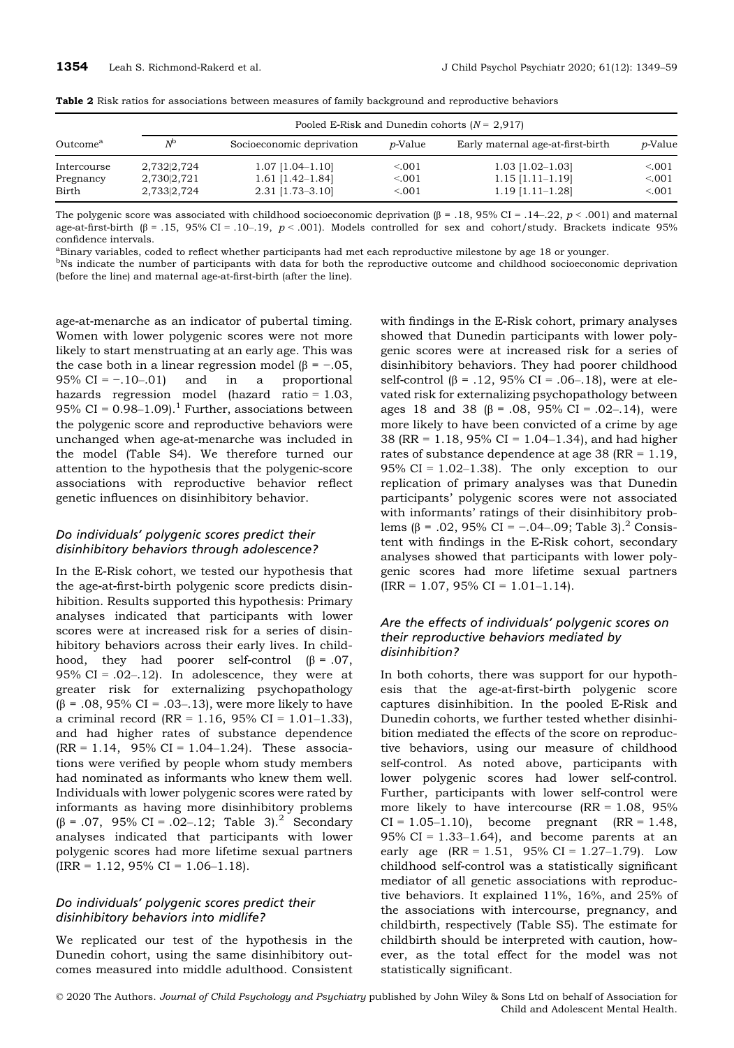**Table 2** Risk ratios for associations between measures of family background and reproductive behaviors

| Outcome[a] | Pooled E-Risk and Dunedin cohorts ($N$ = 2,917) | | | | |
|---|---|---|---|---|---|
| | $N$[b] | Socioeconomic deprivation | $p$-Value | Early maternal age-at-first-birth | $p$-Value |
| Intercourse | 2,732\|2,724 | 1.07 [1.04–1.10] | <.001 | 1.03 [1.02–1.03] | <.001 |
| Pregnancy | 2,730\|2,721 | 1.61 [1.42–1.84] | <.001 | 1.15 [1.11–1.19] | <.001 |
| Birth | 2,733\|2,724 | 2.31 [1.73–3.10] | <.001 | 1.19 [1.11–1.28] | <.001 |

The polygenic score was associated with childhood socioeconomic deprivation (β = .18, 95% CI = .14–.22, $p$ < .001) and maternal age-at-first-birth (β = .15, 95% CI = .10–.19, $p$ < .001). Models controlled for sex and cohort/study. Brackets indicate 95% confidence intervals.

[a]Binary variables, coded to reflect whether participants had met each reproductive milestone by age 18 or younger.

[b]Ns indicate the number of participants with data for both the reproductive outcome and childhood socioeconomic deprivation (before the line) and maternal age-at-first-birth (after the line).

age-at-menarche as an indicator of pubertal timing. Women with lower polygenic scores were not more likely to start menstruating at an early age. This was the case both in a linear regression model (β = −.05, 95% CI = −.10–.01) and in a proportional hazards regression model (hazard ratio = 1.03, 95% CI = 0.98–1.09).[1] Further, associations between the polygenic score and reproductive behaviors were unchanged when age-at-menarche was included in the model (Table S4). We therefore turned our attention to the hypothesis that the polygenic-score associations with reproductive behavior reflect genetic influences on disinhibitory behavior.

### *Do individuals' polygenic scores predict their disinhibitory behaviors through adolescence?*

In the E-Risk cohort, we tested our hypothesis that the age-at-first-birth polygenic score predicts disinhibition. Results supported this hypothesis: Primary analyses indicated that participants with lower scores were at increased risk for a series of disinhibitory behaviors across their early lives. In childhood, they had poorer self-control (β = .07, 95% CI = .02–.12). In adolescence, they were at greater risk for externalizing psychopathology (β = .08, 95% CI = .03–.13), were more likely to have a criminal record (RR = 1.16, 95% CI = 1.01–1.33), and had higher rates of substance dependence (RR = 1.14, 95% CI = 1.04–1.24). These associations were verified by people whom study members had nominated as informants who knew them well. Individuals with lower polygenic scores were rated by informants as having more disinhibitory problems (β = .07, 95% CI = .02–.12; Table 3).[2] Secondary analyses indicated that participants with lower polygenic scores had more lifetime sexual partners (IRR = 1.12, 95% CI = 1.06–1.18).

### *Do individuals' polygenic scores predict their disinhibitory behaviors into midlife?*

We replicated our test of the hypothesis in the Dunedin cohort, using the same disinhibitory outcomes measured into middle adulthood. Consistent with findings in the E-Risk cohort, primary analyses showed that Dunedin participants with lower polygenic scores were at increased risk for a series of disinhibitory behaviors. They had poorer childhood self-control (β = .12, 95% CI = .06–.18), were at elevated risk for externalizing psychopathology between ages 18 and 38 (β = .08, 95% CI = .02–.14), were more likely to have been convicted of a crime by age 38 (RR = 1.18, 95% CI = 1.04–1.34), and had higher rates of substance dependence at age 38 (RR = 1.19, 95% CI = 1.02–1.38). The only exception to our replication of primary analyses was that Dunedin participants' polygenic scores were not associated with informants' ratings of their disinhibitory problems (β = .02, 95% CI = −.04–.09; Table 3).[2] Consistent with findings in the E-Risk cohort, secondary analyses showed that participants with lower polygenic scores had more lifetime sexual partners (IRR = 1.07, 95% CI = 1.01–1.14).

### *Are the effects of individuals' polygenic scores on their reproductive behaviors mediated by disinhibition?*

In both cohorts, there was support for our hypothesis that the age-at-first-birth polygenic score captures disinhibition. In the pooled E-Risk and Dunedin cohorts, we further tested whether disinhibition mediated the effects of the score on reproductive behaviors, using our measure of childhood self-control. As noted above, participants with lower polygenic scores had lower self-control. Further, participants with lower self-control were more likely to have intercourse (RR = 1.08, 95% CI = 1.05–1.10), become pregnant (RR = 1.48, 95% CI = 1.33–1.64), and become parents at an early age (RR = 1.51, 95% CI = 1.27–1.79). Low childhood self-control was a statistically significant mediator of all genetic associations with reproductive behaviors. It explained 11%, 16%, and 25% of the associations with intercourse, pregnancy, and childbirth, respectively (Table S5). The estimate for childbirth should be interpreted with caution, however, as the total effect for the model was not statistically significant.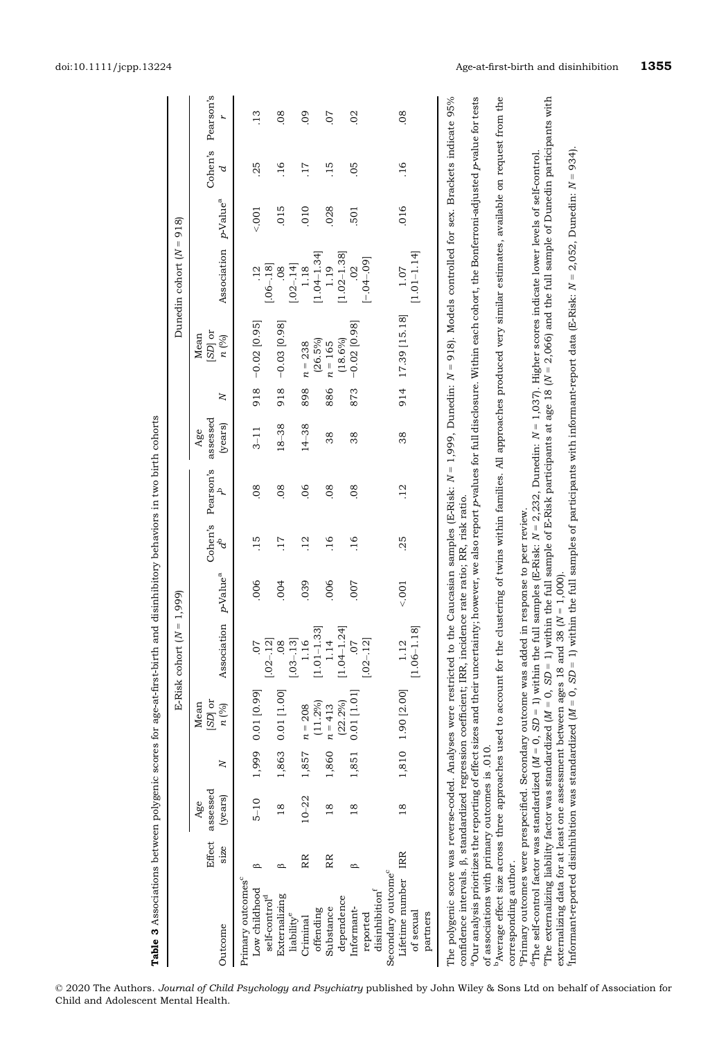**Table 3** Associations between polygenic scores for age-at-first-birth and disinhibitory behaviors in two birth cohorts

| Outcome | Effect size | E-Risk cohort (*N* = 1,999) | | | | | | | | Dunedin cohort (*N* = 918) | | | | | | | |
|---|---|---|---|---|---|---|---|---|---|---|---|---|---|---|---|---|---|
| | | Age assessed (years) | *N* | Mean [*SD*] or *n* (%) | Association | *p*-Value[a] | Cohen's *d*[b] | Pearson's *r*[b] | | Age assessed (years) | *N* | Mean [*SD*] or *n* (%) | Association | *p*-Value[a] | Cohen's *d* | Pearson's *r* |
| Primary outcomes[c] | | | | | | | | | | | | | | | | |
| Low childhood self-control[d] | β | 5–10 | 1,999 | 0.01 [0.99] | .07 [.02–.12] | .006 | .15 | .08 | | 3–11 | 918 | −0.02 [0.95] | .12 [.06–.18] | <.001 | .25 | .13 |
| Externalizing liability[e] | β | 18 | 1,863 | 0.01 [1.00] | .08 [.03–.13] | .004 | .17 | .08 | | 18–38 | 918 | −0.03 [0.98] | .08 [.02–.14] | .015 | .16 | .08 |
| Criminal offending | RR | 10–22 | 1,857 | *n* = 208 (11.2%) | 1.16 [1.01–1.33] | .039 | .12 | .06 | | 14–38 | 898 | *n* = 238 (26.5%) | 1.18 [1.04–1.34] | .010 | .17 | .09 |
| Substance dependence | RR | 18 | 1,860 | *n* = 413 (22.2%) | 1.14 [1.04–1.24] | .006 | .16 | .08 | | 38 | 886 | *n* = 165 (18.6%) | 1.19 [1.02–1.38] | .028 | .15 | .07 |
| Informant-reported disinhibition[f] | β | 18 | 1,851 | 0.01 [1.01] | .07 [.02–.12] | .007 | .16 | .08 | | 38 | 873 | −0.02 [0.98] | .02 [−.04–.09] | .501 | .05 | .02 |
| Secondary outcome[c] | | | | | | | | | | | | | | | | |
| Lifetime number of sexual partners | IRR | 18 | 1,810 | 1.90 [2.00] | 1.12 [1.06–1.18] | <.001 | .25 | .12 | | 38 | 914 | 17.39 [15.18] | 1.07 [1.01–1.14] | .016 | .16 | .08 |

The polygenic score was reverse-coded. Analyses were restricted to the Caucasian samples (E-Risk: *N* = 1,999, Dunedin: *N* = 918). Models controlled for sex. Brackets indicate 95% confidence intervals. β, standardized regression coefficient; IRR, incidence rate ratio; RR, risk ratio.

[a]Our analysis prioritizes the reporting of effect sizes and their uncertainty; however, we also report *p*-values for full disclosure. Within each cohort, the Bonferroni-adjusted *p*-value for tests of associations with primary outcomes is .010.

[b]Average effect size across three approaches used to account for the clustering of twins within families. All approaches produced very similar estimates, available on request from the corresponding author.

[c]Primary outcomes were prespecified. Secondary outcome was added in response to peer review.

[d]The self-control factor was standardized (*M* = 0, *SD* = 1) within the full samples (E-Risk: *N* = 2,232, Dunedin: *N* = 1,037). Higher scores indicate lower levels of self-control.

[e]The externalizing liability factor was standardized (*M* = 0, *SD* = 1) within the full sample of E-Risk participants at age 18 (*N* = 2,066) and the full sample of Dunedin participants with externalizing data for at least one assessment between ages 18 and 38 (*N* = 1,000).

[f]Informant-reported disinhibition was standardized (*M* = 0, *SD* = 1) within the full samples of participants with informant-report data (E-Risk: *N* = 2,052, Dunedin: *N* = 934).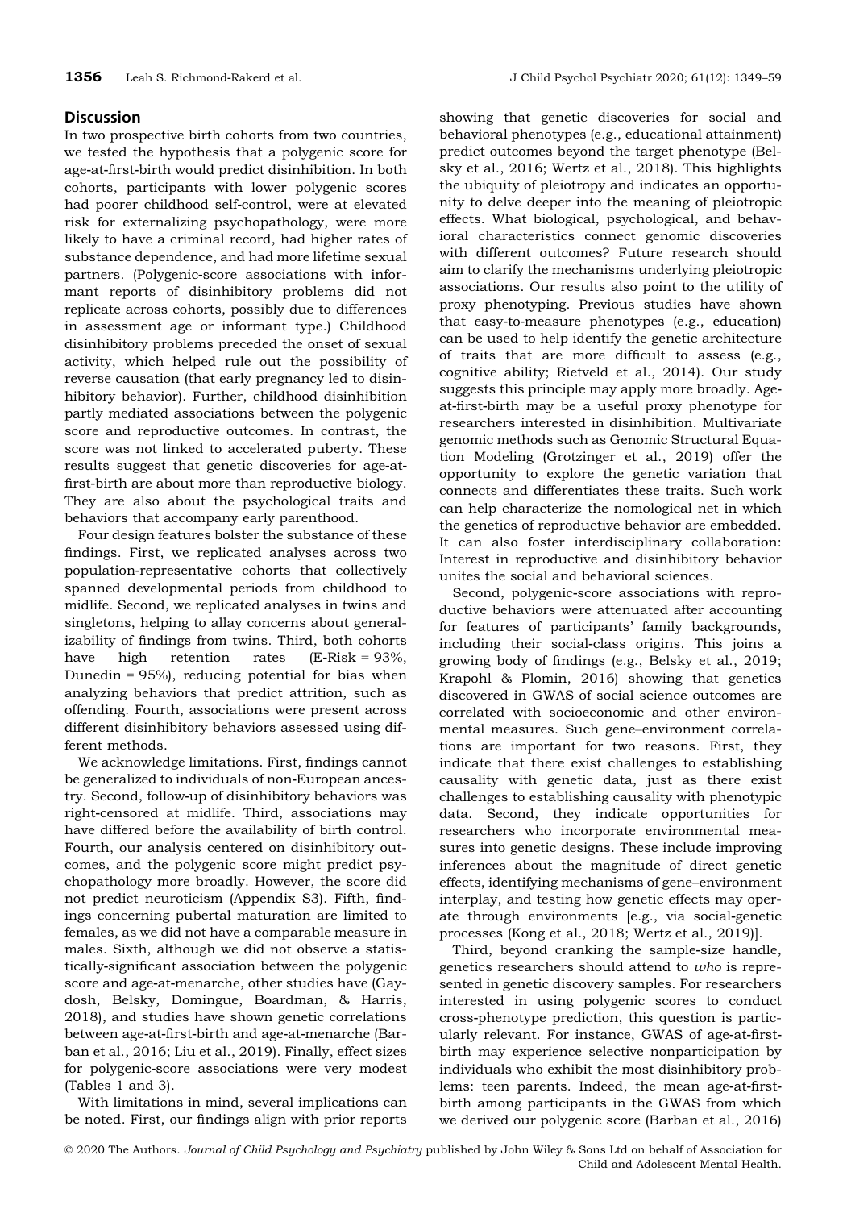## Discussion

In two prospective birth cohorts from two countries, we tested the hypothesis that a polygenic score for age-at-first-birth would predict disinhibition. In both cohorts, participants with lower polygenic scores had poorer childhood self-control, were at elevated risk for externalizing psychopathology, were more likely to have a criminal record, had higher rates of substance dependence, and had more lifetime sexual partners. (Polygenic-score associations with informant reports of disinhibitory problems did not replicate across cohorts, possibly due to differences in assessment age or informant type.) Childhood disinhibitory problems preceded the onset of sexual activity, which helped rule out the possibility of reverse causation (that early pregnancy led to disinhibitory behavior). Further, childhood disinhibition partly mediated associations between the polygenic score and sexual and reproductive outcomes. In contrast, the score was not linked to accelerated puberty. These results suggest that genetic discoveries for age-at-first-birth are about more than reproductive biology. They are also about the psychological traits and behaviors that accompany early parenthood.

Four design features bolster the substance of these findings. First, we replicated analyses across two population-representative cohorts that collectively spanned developmental periods from childhood to midlife. Second, we replicated analyses in twins and singletons, helping to allay concerns about generalizability of findings from twins. Third, both cohorts have high retention rates (E-Risk = 93%, Dunedin = 95%), reducing potential for bias when analyzing behaviors that predict attrition, such as offending. Fourth, associations were present across different disinhibitory behaviors assessed using different methods.

We acknowledge limitations. First, findings cannot be generalized to individuals of non-European ancestry. Second, follow-up of disinhibitory behaviors was right-censored at midlife. Third, associations may have differed before the availability of birth control. Fourth, our analysis centered on disinhibitory outcomes, and the polygenic score might predict psychopathology more broadly. However, the score did not predict neuroticism (Appendix S3). Fifth, findings concerning pubertal maturation are limited to females, as we did not have a comparable measure in males. Sixth, although we did not observe a statistically-significant association between the polygenic score and age-at-menarche, other studies have (Gaydosh, Belsky, Domingue, Boardman, & Harris, 2018), and studies have shown genetic correlations between age-at-first-birth and age-at-menarche (Barban et al., 2016; Liu et al., 2019). Finally, effect sizes for polygenic-score associations were very modest (Tables 1 and 3).

With limitations in mind, several implications can be noted. First, our findings align with prior reports showing that genetic discoveries for social and behavioral phenotypes (e.g., educational attainment) predict outcomes beyond the target phenotype (Belsky et al., 2016; Wertz et al., 2018). This highlights the ubiquity of pleiotropy and indicates an opportunity to delve deeper into the meaning of pleiotropic effects. What biological, psychological, and behavioral characteristics connect genomic discoveries with different outcomes? Future research should aim to clarify the mechanisms underlying pleiotropic associations. Our results also point to the utility of proxy phenotyping. Previous studies have shown that easy-to-measure phenotypes (e.g., education) can be used to help identify the genetic architecture of traits that are more difficult to assess (e.g., cognitive ability; Rietveld et al., 2014). Our study suggests this principle may apply more broadly. Age-at-first-birth may be a useful proxy phenotype for researchers interested in disinhibition. Multivariate genomic methods such as Genomic Structural Equation Modeling (Grotzinger et al., 2019) offer the opportunity to explore the genetic variation that connects and differentiates these traits. Such work can help characterize the nomological net in which the genetics of reproductive behavior are embedded. It can also foster interdisciplinary collaboration: Interest in reproductive and disinhibitory behavior unites the social and behavioral sciences.

Second, polygenic-score associations with reproductive behaviors were attenuated after accounting for features of participants' family backgrounds, including their social-class origins. This joins a growing body of findings (e.g., Belsky et al., 2019; Krapohl & Plomin, 2016) showing that genetics discovered in GWAS of social science outcomes are correlated with socioeconomic and other environmental measures. Such gene–environment correlations are important for two reasons. First, they indicate that there exist challenges to establishing causality with genetic data, just as there exist challenges to establishing causality with phenotypic data. Second, they indicate opportunities for researchers who incorporate environmental measures into genetic designs. These include improving inferences about the magnitude of direct genetic effects, identifying mechanisms of gene–environment interplay, and testing how genetic effects may operate through environments [e.g., via social-genetic processes (Kong et al., 2018; Wertz et al., 2019)].

Third, beyond cranking the sample-size handle, genetics researchers should attend to *who* is represented in genetic discovery samples. For researchers interested in using polygenic scores to conduct cross-phenotype prediction, this question is particularly relevant. For instance, GWAS of age-at-first-birth may experience selective nonparticipation by individuals who exhibit the most disinhibitory problems: teen parents. Indeed, the mean age-at-first-birth among participants in the GWAS from which we derived our polygenic score (Barban et al., 2016)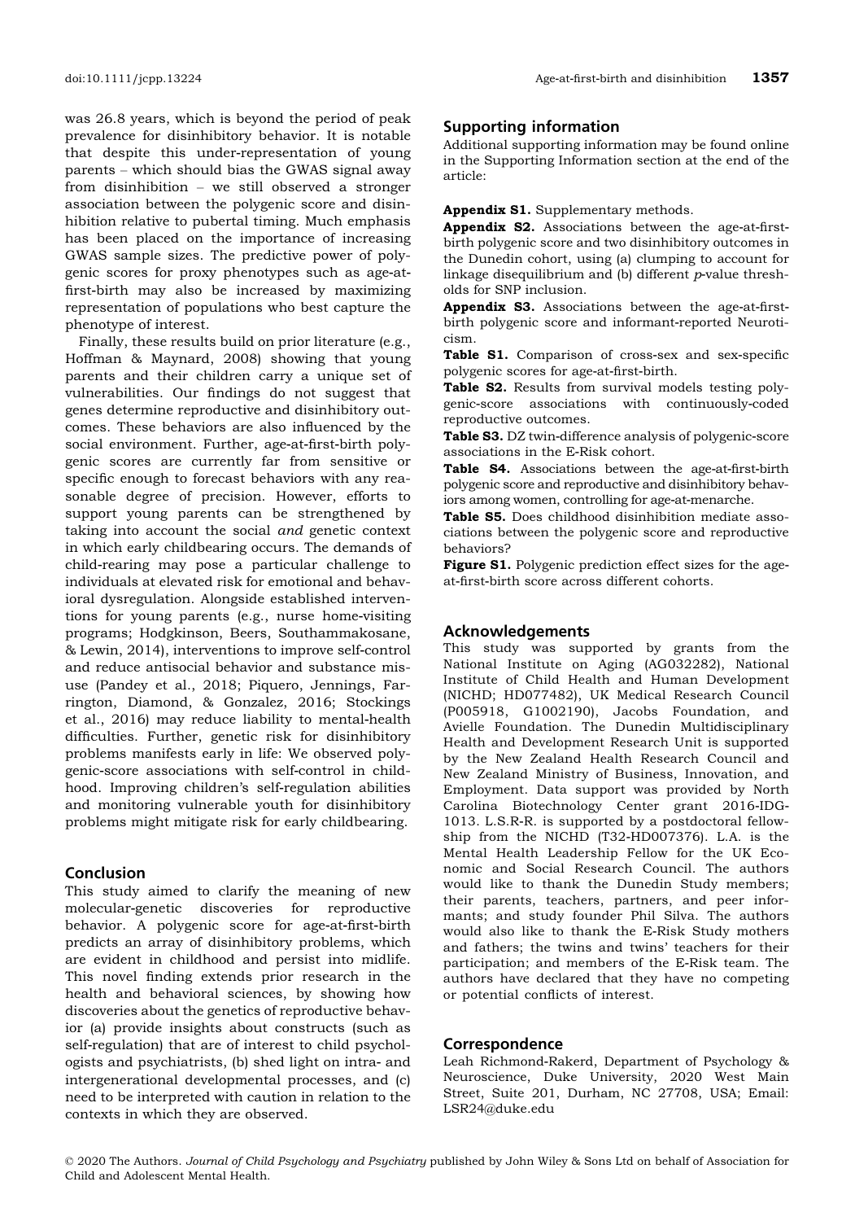was 26.8 years, which is beyond the period of peak prevalence for disinhibitory behavior. It is notable that despite this under-representation of young parents – which should bias the GWAS signal away from disinhibition – we still observed a stronger association between the polygenic score and disinhibition relative to pubertal timing. Much emphasis has been placed on the importance of increasing GWAS sample sizes. The predictive power of polygenic scores for proxy phenotypes such as age-at-first-birth may also be increased by maximizing representation of populations who best capture the phenotype of interest.

Finally, these results build on prior literature (e.g., Hoffman & Maynard, 2008) showing that young parents and their children carry a unique set of vulnerabilities. Our findings do not suggest that genes determine reproductive and disinhibitory outcomes. These behaviors are also influenced by the social environment. Further, age-at-first-birth polygenic scores are currently far from sensitive or specific enough to forecast behaviors with any reasonable degree of precision. However, efforts to support young parents can be strengthened by taking into account the social *and* genetic context in which early childbearing occurs. The demands of child-rearing may pose a particular challenge to individuals at elevated risk for emotional and behavioral dysregulation. Alongside established interventions for young parents (e.g., nurse home-visiting programs; Hodgkinson, Beers, Southammakosane, & Lewin, 2014), interventions to improve self-control and reduce antisocial behavior and substance misuse (Pandey et al., 2018; Piquero, Jennings, Farrington, Diamond, & Gonzalez, 2016; Stockings et al., 2016) may reduce liability to mental-health difficulties. Further, genetic risk for disinhibitory problems manifests early in life: We observed polygenic-score associations with self-control in childhood. Improving children's self-regulation abilities and monitoring vulnerable youth for disinhibitory problems might mitigate risk for early childbearing.

## Conclusion

This study aimed to clarify the meaning of new molecular-genetic discoveries for reproductive behavior. A polygenic score for age-at-first-birth predicts an array of disinhibitory problems, which are evident in childhood and persist into midlife. This novel finding extends prior research in the health and behavioral sciences, by showing how discoveries about the genetics of reproductive behavior (a) provide insights about constructs (such as self-regulation) that are of interest to child psychologists and psychiatrists, (b) shed light on intra- and intergenerational developmental processes, and (c) need to be interpreted with caution in relation to the contexts in which they are observed.

## Supporting information

Additional supporting information may be found online in the Supporting Information section at the end of the article:

**Appendix S1.** Supplementary methods.

**Appendix S2.** Associations between the age-at-first-birth polygenic score and two disinhibitory outcomes in the Dunedin cohort, using (a) clumping to account for linkage disequilibrium and (b) different *p*-value thresholds for SNP inclusion.

**Appendix S3.** Associations between the age-at-first-birth polygenic score and informant-reported Neuroticism.

**Table S1.** Comparison of cross-sex and sex-specific polygenic scores for age-at-first-birth.

**Table S2.** Results from survival models testing polygenic-score associations with continuously-coded reproductive outcomes.

**Table S3.** DZ twin-difference analysis of polygenic-score associations in the E-Risk cohort.

**Table S4.** Associations between the age-at-first-birth polygenic score and reproductive and disinhibitory behaviors among women, controlling for age-at-menarche.

**Table S5.** Does childhood disinhibition mediate associations between the polygenic score and reproductive behaviors?

**Figure S1.** Polygenic prediction effect sizes for the age-at-first-birth score across different cohorts.

## Acknowledgements

This study was supported by grants from the National Institute on Aging (AG032282), National Institute of Child Health and Human Development (NICHD; HD077482), UK Medical Research Council (P005918, G1002190), Jacobs Foundation, and Avielle Foundation. The Dunedin Multidisciplinary Health and Development Research Unit is supported by the New Zealand Health Research Council and New Zealand Ministry of Business, Innovation, and Employment. Data support was provided by North Carolina Biotechnology Center grant 2016-IDG-1013. L.S.R-R. is supported by a postdoctoral fellowship from the NICHD (T32-HD007376). L.A. is the Mental Health Leadership Fellow for the UK Economic and Social Research Council. The authors would like to thank the Dunedin Study members; their parents, teachers, partners, and peer informants; and study founder Phil Silva. The authors would also like to thank the E-Risk Study mothers and fathers; the twins and twins' teachers for their participation; and members of the E-Risk team. The authors have declared that they have no competing or potential conflicts of interest.

## Correspondence

Leah Richmond-Rakerd, Department of Psychology & Neuroscience, Duke University, 2020 West Main Street, Suite 201, Durham, NC 27708, USA; Email: LSR24@duke.edu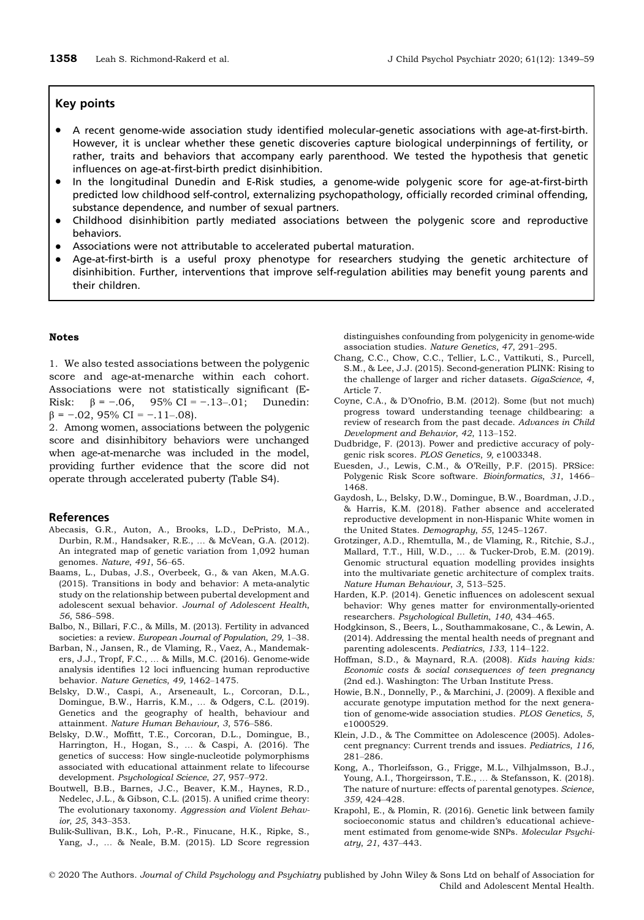## Key points

- A recent genome-wide association study identified molecular-genetic associations with age-at-first-birth. However, it is unclear whether these genetic discoveries capture biological underpinnings of fertility, or rather, traits and behaviors that accompany early parenthood. We tested the hypothesis that genetic influences on age-at-first-birth predict disinhibition.
- In the longitudinal Dunedin and E-Risk studies, a genome-wide polygenic score for age-at-first-birth predicted low childhood self-control, externalizing psychopathology, officially recorded criminal offending, substance dependence, and number of sexual partners.
- Childhood disinhibition partly mediated associations between the polygenic score and reproductive behaviors.
- Associations were not attributable to accelerated pubertal maturation.
- Age-at-first-birth is a useful proxy phenotype for researchers studying the genetic architecture of disinhibition. Further, interventions that improve self-regulation abilities may benefit young parents and their children.

### Notes

1. We also tested associations between the polygenic score and age-at-menarche within each cohort. Associations were not statistically significant (E-Risk: $\beta = -.06$, 95% CI = −.13–.01; Dunedin: $\beta = -.02$, 95% CI = −.11–.08).

2. Among women, associations between the polygenic score and disinhibitory behaviors were unchanged when age-at-menarche was included in the model, providing further evidence that the score did not operate through accelerated puberty (Table S4).

## References

Abecasis, G.R., Auton, A., Brooks, L.D., DePristo, M.A., Durbin, R.M., Handsaker, R.E., … & McVean, G.A. (2012). An integrated map of genetic variation from 1,092 human genomes. *Nature*, *491*, 56–65.

Baams, L., Dubas, J.S., Overbeek, G., & van Aken, M.A.G. (2015). Transitions in body and behavior: A meta-analytic study on the relationship between pubertal development and adolescent sexual behavior. *Journal of Adolescent Health*, *56*, 586–598.

Balbo, N., Billari, F.C., & Mills, M. (2013). Fertility in advanced societies: a review. *European Journal of Population*, *29*, 1–38.

Barban, N., Jansen, R., de Vlaming, R., Vaez, A., Mandemakers, J.J., Tropf, F.C., … & Mills, M.C. (2016). Genome-wide analysis identifies 12 loci influencing human reproductive behavior. *Nature Genetics*, *49*, 1462–1475.

Belsky, D.W., Caspi, A., Arseneault, L., Corcoran, D.L., Domingue, B.W., Harris, K.M., … & Odgers, C.L. (2019). Genetics and the geography of health, behaviour and attainment. *Nature Human Behaviour*, *3*, 576–586.

Belsky, D.W., Moffitt, T.E., Corcoran, D.L., Domingue, B., Harrington, H., Hogan, S., … & Caspi, A. (2016). The genetics of success: How single-nucleotide polymorphisms associated with educational attainment relate to lifecourse development. *Psychological Science*, *27*, 957–972.

Boutwell, B.B., Barnes, J.C., Beaver, K.M., Haynes, R.D., Nedelec, J.L., & Gibson, C.L. (2015). A unified crime theory: The evolutionary taxonomy. *Aggression and Violent Behavior*, *25*, 343–353.

Bulik-Sullivan, B.K., Loh, P.-R., Finucane, H.K., Ripke, S., Yang, J., … & Neale, B.M. (2015). LD Score regression distinguishes confounding from polygenicity in genome-wide association studies. *Nature Genetics*, *47*, 291–295.

Chang, C.C., Chow, C.C., Tellier, L.C., Vattikuti, S., Purcell, S.M., & Lee, J.J. (2015). Second-generation PLINK: Rising to the challenge of larger and richer datasets. *GigaScience*, *4*, Article 7.

Coyne, C.A., & D'Onofrio, B.M. (2012). Some (but not much) progress toward understanding teenage childbearing: a review of research from the past decade. *Advances in Child Development and Behavior*, *42*, 113–152.

Dudbridge, F. (2013). Power and predictive accuracy of polygenic risk scores. *PLOS Genetics*, *9*, e1003348.

Euesden, J., Lewis, C.M., & O'Reilly, P.F. (2015). PRSice: Polygenic Risk Score software. *Bioinformatics*, *31*, 1466–1468.

Gaydosh, L., Belsky, D.W., Domingue, B.W., Boardman, J.D., & Harris, K.M. (2018). Father absence and accelerated reproductive development in non-Hispanic White women in the United States. *Demography*, *55*, 1245–1267.

Grotzinger, A.D., Rhemtulla, M., de Vlaming, R., Ritchie, S.J., Mallard, T.T., Hill, W.D., … & Tucker-Drob, E.M. (2019). Genomic structural equation modelling provides insights into the multivariate genetic architecture of complex traits. *Nature Human Behaviour*, *3*, 513–525.

Harden, K.P. (2014). Genetic influences on adolescent sexual behavior: Why genes matter for environmentally-oriented researchers. *Psychological Bulletin*, *140*, 434–465.

Hodgkinson, S., Beers, L., Southammakosane, C., & Lewin, A. (2014). Addressing the mental health needs of pregnant and parenting adolescents. *Pediatrics*, *133*, 114–122.

Hoffman, S.D., & Maynard, R.A. (2008). *Kids having kids: Economic costs & social consequences of teen pregnancy* (2nd ed.). Washington: The Urban Institute Press.

Howie, B.N., Donnelly, P., & Marchini, J. (2009). A flexible and accurate genotype imputation method for the next generation of genome-wide association studies. *PLOS Genetics*, *5*, e1000529.

Klein, J.D., & The Committee on Adolescence (2005). Adolescent pregnancy: Current trends and issues. *Pediatrics*, *116*, 281–286.

Kong, A., Thorleifsson, G., Frigge, M.L., Vilhjalmsson, B.J., Young, A.I., Thorgeirsson, T.E., … & Stefansson, K. (2018). The nature of nurture: effects of parental genotypes. *Science*, *359*, 424–428.

Krapohl, E., & Plomin, R. (2016). Genetic link between family socioeconomic status and children's educational achievement estimated from genome-wide SNPs. *Molecular Psychiatry*, *21*, 437–443.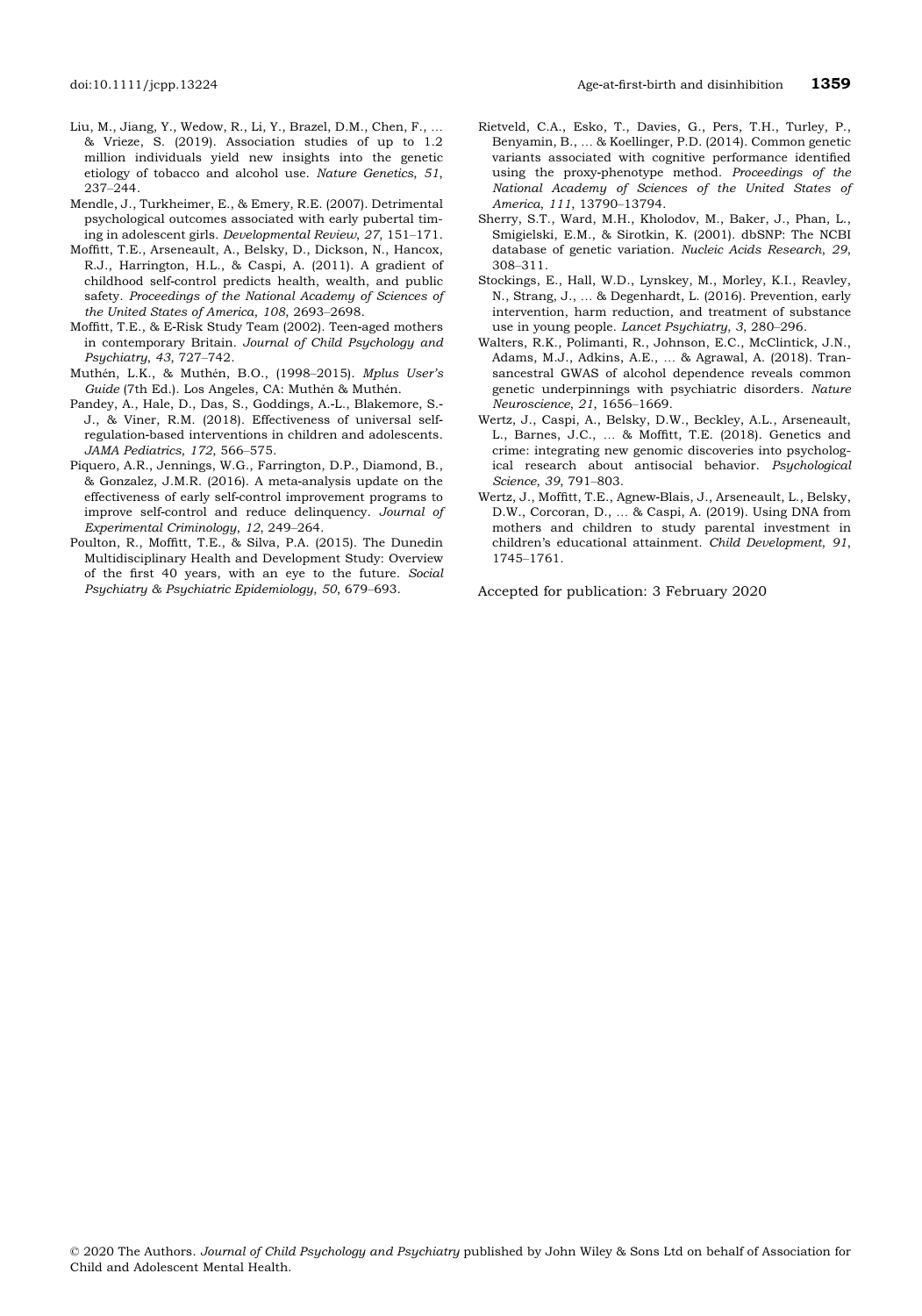Liu, M., Jiang, Y., Wedow, R., Li, Y., Brazel, D.M., Chen, F., … & Vrieze, S. (2019). Association studies of up to 1.2 million individuals yield new insights into the genetic etiology of tobacco and alcohol use. *Nature Genetics*, *51*, 237–244.

Mendle, J., Turkheimer, E., & Emery, R.E. (2007). Detrimental psychological outcomes associated with early pubertal timing in adolescent girls. *Developmental Review*, *27*, 151–171.

Moffitt, T.E., Arseneault, A., Belsky, D., Dickson, N., Hancox, R.J., Harrington, H.L., & Caspi, A. (2011). A gradient of childhood self-control predicts health, wealth, and public safety. *Proceedings of the National Academy of Sciences of the United States of America*, *108*, 2693–2698.

Moffitt, T.E., & E-Risk Study Team (2002). Teen-aged mothers in contemporary Britain. *Journal of Child Psychology and Psychiatry*, *43*, 727–742.

Muthén, L.K., & Muthén, B.O., (1998–2015). *Mplus User's Guide* (7th Ed.). Los Angeles, CA: Muthén & Muthén.

Pandey, A., Hale, D., Das, S., Goddings, A.-L., Blakemore, S.-J., & Viner, R.M. (2018). Effectiveness of universal self-regulation-based interventions in children and adolescents. *JAMA Pediatrics*, *172*, 566–575.

Piquero, A.R., Jennings, W.G., Farrington, D.P., Diamond, B., & Gonzalez, J.M.R. (2016). A meta-analysis update on the effectiveness of early self-control improvement programs to improve self-control and reduce delinquency. *Journal of Experimental Criminology*, *12*, 249–264.

Poulton, R., Moffitt, T.E., & Silva, P.A. (2015). The Dunedin Multidisciplinary Health and Development Study: Overview of the first 40 years, with an eye to the future. *Social Psychiatry & Psychiatric Epidemiology*, *50*, 679–693.

Rietveld, C.A., Esko, T., Davies, G., Pers, T.H., Turley, P., Benyamin, B., … & Koellinger, P.D. (2014). Common genetic variants associated with cognitive performance identified using the proxy-phenotype method. *Proceedings of the National Academy of Sciences of the United States of America*, *111*, 13790–13794.

Sherry, S.T., Ward, M.H., Kholodov, M., Baker, J., Phan, L., Smigielski, E.M., & Sirotkin, K. (2001). dbSNP: The NCBI database of genetic variation. *Nucleic Acids Research*, *29*, 308–311.

Stockings, E., Hall, W.D., Lynskey, M., Morley, K.I., Reavley, N., Strang, J., … & Degenhardt, L. (2016). Prevention, early intervention, harm reduction, and treatment of substance use in young people. *Lancet Psychiatry*, *3*, 280–296.

Walters, R.K., Polimanti, R., Johnson, E.C., McClintick, J.N., Adams, M.J., Adkins, A.E., … & Agrawal, A. (2018). Transancestral GWAS of alcohol dependence reveals common genetic underpinnings with psychiatric disorders. *Nature Neuroscience*, *21*, 1656–1669.

Wertz, J., Caspi, A., Belsky, D.W., Beckley, A.L., Arseneault, L., Barnes, J.C., … & Moffitt, T.E. (2018). Genetics and crime: integrating new genomic discoveries into psychological research about antisocial behavior. *Psychological Science*, *39*, 791–803.

Wertz, J., Moffitt, T.E., Agnew-Blais, J., Arseneault, L., Belsky, D.W., Corcoran, D., … & Caspi, A. (2019). Using DNA from mothers and children to study parental investment in children's educational attainment. *Child Development*, *91*, 1745–1761.

Accepted for publication: 3 February 2020